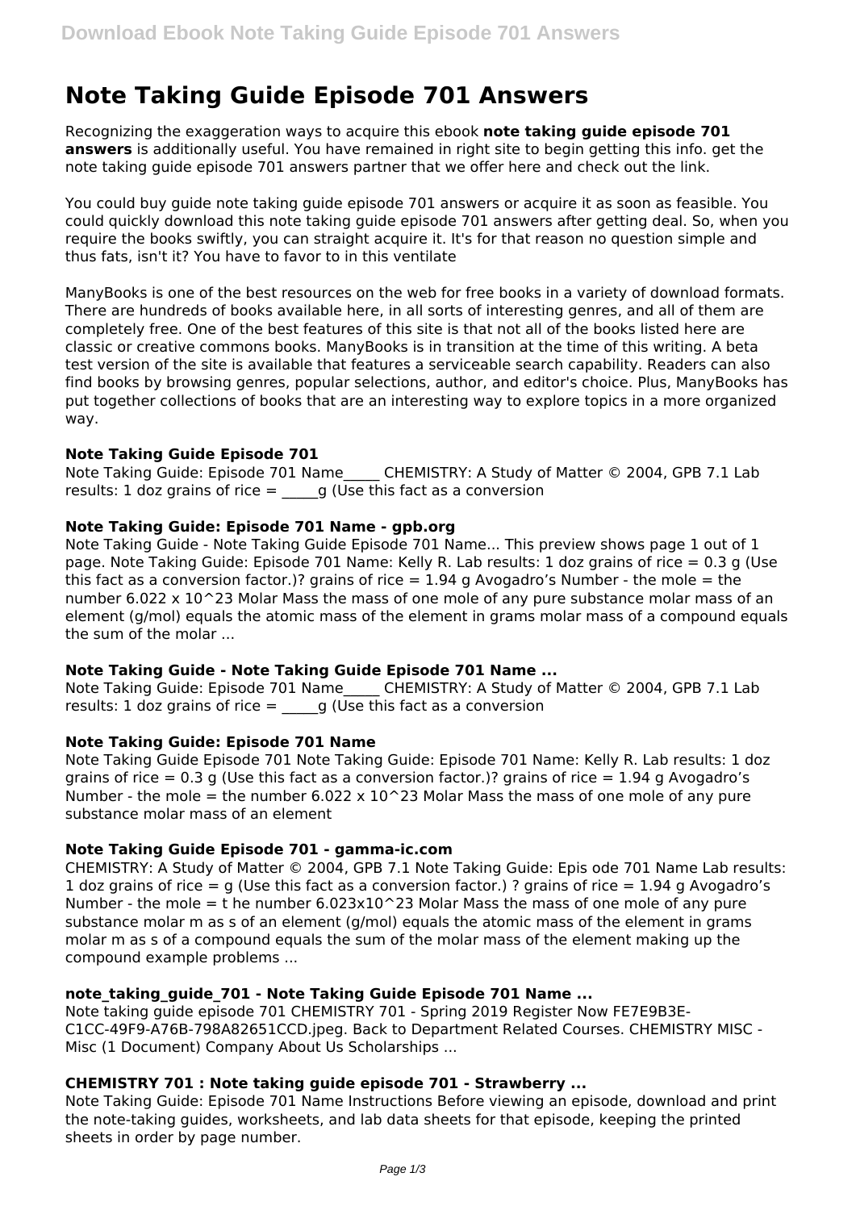# Note Taking Guide Episode 701 Answers

Recognizing the exaggeration ways to acquire this ebook **note taking guide episode 701 answers** is additionally useful. You have remained in right site to begin getting this info. get the note taking guide episode 701 answers partner that we offer here and check out the link.

You could buy guide note taking guide episode 701 answers or acquire it as soon as feasible. You could quickly download this note taking guide episode 701 answers after getting deal. So, when you require the books swiftly, you can straight acquire it. It's for that reason no question simple and thus fats, isn't it? You have to favor to in this ventilate

ManyBooks is one of the best resources on the web for free books in a variety of download formats. There are hundreds of books available here, in all sorts of interesting genres, and all of them are completely free. One of the best features of this site is that not all of the books listed here are classic or creative commons books. ManyBooks is in transition at the time of this writing. A beta test version of the site is available that features a serviceable search capability. Readers can also find books by browsing genres, popular selections, author, and editor's choice. Plus, ManyBooks has put together collections of books that are an interesting way to explore topics in a more organized way.

### Note Taking Guide Episode 701

Note Taking Guide: Episode 701 Name_____ CHEMISTRY: A Study of Matter © 2004, GPB 7.1 Lab results: 1 doz grains of rice = _____g (Use this fact as a conversion

### Note Taking Guide: Episode 701 Name - gpb.org

Note Taking Guide - Note Taking Guide Episode 701 Name... This preview shows page 1 out of 1 page. Note Taking Guide: Episode 701 Name: Kelly R. Lab results: 1 doz grains of rice = 0.3 g (Use this fact as a conversion factor.)? grains of rice = 1.94 g Avogadro's Number - the mole = the number 6.022 x 10^23 Molar Mass the mass of one mole of any pure substance molar mass of an element (g/mol) equals the atomic mass of the element in grams molar mass of a compound equals the sum of the molar ...

### Note Taking Guide - Note Taking Guide Episode 701 Name ...

Note Taking Guide: Episode 701 Name_____ CHEMISTRY: A Study of Matter © 2004, GPB 7.1 Lab results: 1 doz grains of rice = _____g (Use this fact as a conversion

### Note Taking Guide: Episode 701 Name

Note Taking Guide Episode 701 Note Taking Guide: Episode 701 Name: Kelly R. Lab results: 1 doz grains of rice = 0.3 g (Use this fact as a conversion factor.)? grains of rice = 1.94 g Avogadro's Number - the mole = the number 6.022 x 10^23 Molar Mass the mass of one mole of any pure substance molar mass of an element

### Note Taking Guide Episode 701 - gamma-ic.com

CHEMISTRY: A Study of Matter © 2004, GPB 7.1 Note Taking Guide: Epis ode 701 Name Lab results: 1 doz grains of rice = g (Use this fact as a conversion factor.) ? grains of rice = 1.94 g Avogadro's Number - the mole = t he number 6.023x10^23 Molar Mass the mass of one mole of any pure substance molar m as s of an element (g/mol) equals the atomic mass of the element in grams molar m as s of a compound equals the sum of the molar mass of the element making up the compound example problems ...

### note_taking_guide_701 - Note Taking Guide Episode 701 Name ...

Note taking guide episode 701 CHEMISTRY 701 - Spring 2019 Register Now FE7E9B3E-C1CC-49F9-A76B-798A82651CCD.jpeg. Back to Department Related Courses. CHEMISTRY MISC - Misc (1 Document) Company About Us Scholarships ...

### CHEMISTRY 701 : Note taking guide episode 701 - Strawberry ...

Note Taking Guide: Episode 701 Name Instructions Before viewing an episode, download and print the note-taking guides, worksheets, and lab data sheets for that episode, keeping the printed sheets in order by page number.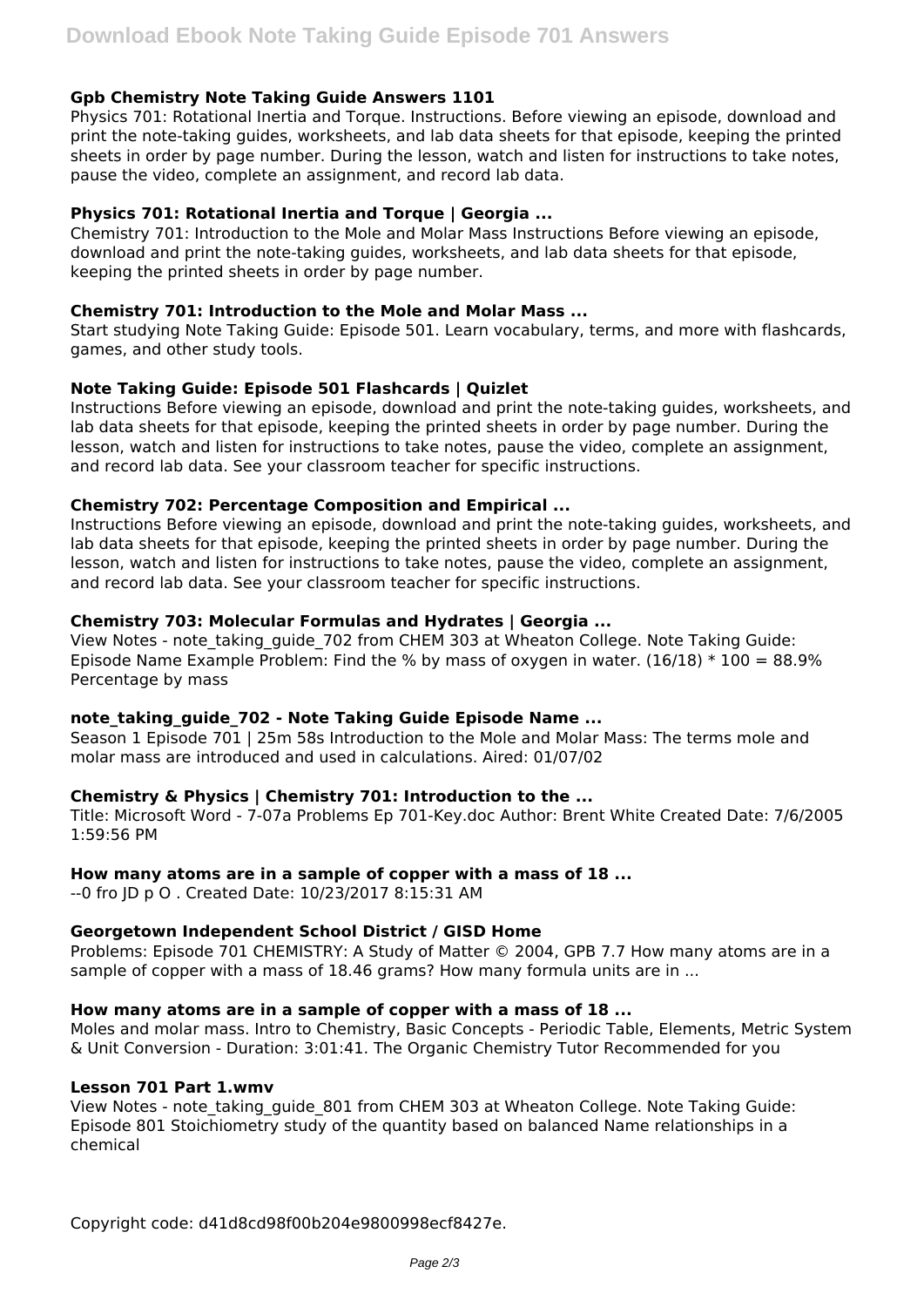### Gpb Chemistry Note Taking Guide Answers 1101

Physics 701: Rotational Inertia and Torque. Instructions. Before viewing an episode, download and print the note-taking guides, worksheets, and lab data sheets for that episode, keeping the printed sheets in order by page number. During the lesson, watch and listen for instructions to take notes, pause the video, complete an assignment, and record lab data.

### Physics 701: Rotational Inertia and Torque | Georgia ...

Chemistry 701: Introduction to the Mole and Molar Mass Instructions Before viewing an episode, download and print the note-taking guides, worksheets, and lab data sheets for that episode, keeping the printed sheets in order by page number.

### Chemistry 701: Introduction to the Mole and Molar Mass ...

Start studying Note Taking Guide: Episode 501. Learn vocabulary, terms, and more with flashcards, games, and other study tools.

### Note Taking Guide: Episode 501 Flashcards | Quizlet

Instructions Before viewing an episode, download and print the note-taking guides, worksheets, and lab data sheets for that episode, keeping the printed sheets in order by page number. During the lesson, watch and listen for instructions to take notes, pause the video, complete an assignment, and record lab data. See your classroom teacher for specific instructions.

### Chemistry 702: Percentage Composition and Empirical ...

Instructions Before viewing an episode, download and print the note-taking guides, worksheets, and lab data sheets for that episode, keeping the printed sheets in order by page number. During the lesson, watch and listen for instructions to take notes, pause the video, complete an assignment, and record lab data. See your classroom teacher for specific instructions.

### Chemistry 703: Molecular Formulas and Hydrates | Georgia ...

View Notes - note_taking_guide_702 from CHEM 303 at Wheaton College. Note Taking Guide: Episode Name Example Problem: Find the % by mass of oxygen in water. $(16/18) * 100 = 88.9\%$ Percentage by mass

### note_taking_guide_702 - Note Taking Guide Episode Name ...

Season 1 Episode 701 | 25m 58s Introduction to the Mole and Molar Mass: The terms mole and molar mass are introduced and used in calculations. Aired: 01/07/02

### Chemistry & Physics | Chemistry 701: Introduction to the ...

Title: Microsoft Word - 7-07a Problems Ep 701-Key.doc Author: Brent White Created Date: 7/6/2005 1:59:56 PM

### How many atoms are in a sample of copper with a mass of 18 ...

--0 fro JD p O . Created Date: 10/23/2017 8:15:31 AM

### Georgetown Independent School District / GISD Home

Problems: Episode 701 CHEMISTRY: A Study of Matter © 2004, GPB 7.7 How many atoms are in a sample of copper with a mass of 18.46 grams? How many formula units are in ...

### How many atoms are in a sample of copper with a mass of 18 ...

Moles and molar mass. Intro to Chemistry, Basic Concepts - Periodic Table, Elements, Metric System & Unit Conversion - Duration: 3:01:41. The Organic Chemistry Tutor Recommended for you

### Lesson 701 Part 1.wmv

View Notes - note_taking_guide_801 from CHEM 303 at Wheaton College. Note Taking Guide: Episode 801 Stoichiometry study of the quantity based on balanced Name relationships in a chemical

Copyright code: d41d8cd98f00b204e9800998ecf8427e.